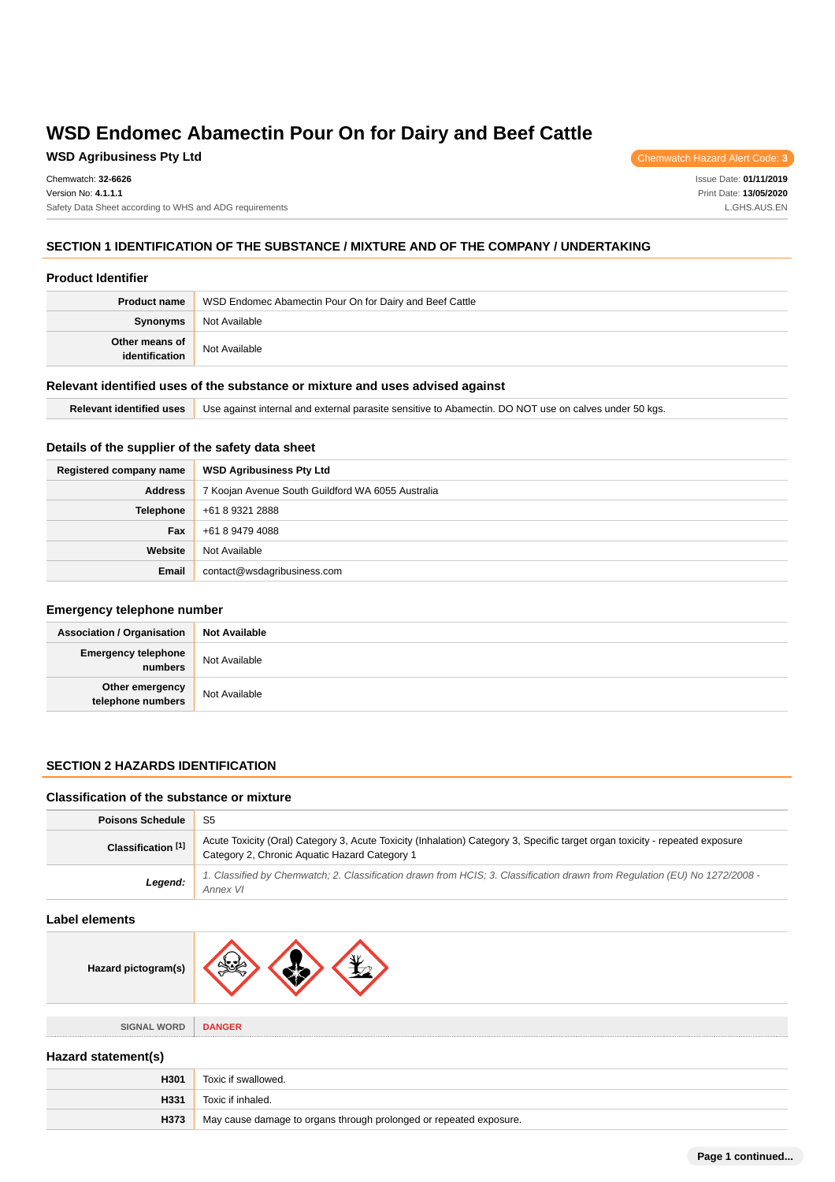# WSD Endomec Abamectin Pour On for Dairy and Beef Cattle

**WSD Agribusiness Pty Ltd**

Chemwatch Hazard Alert Code: **3**

Chemwatch: **32-6626**
Version No: **4.1.1.1**
Safety Data Sheet according to WHS and ADG requirements

Issue Date: **01/11/2019**
Print Date: **13/05/2020**
L.GHS.AUS.EN

## SECTION 1 IDENTIFICATION OF THE SUBSTANCE / MIXTURE AND OF THE COMPANY / UNDERTAKING

### Product Identifier

| | |
|---|---|
| **Product name** | WSD Endomec Abamectin Pour On for Dairy and Beef Cattle |
| **Synonyms** | Not Available |
| **Other means of identification** | Not Available |

### Relevant identified uses of the substance or mixture and uses advised against

| | |
|---|---|
| **Relevant identified uses** | Use against internal and external parasite sensitive to Abamectin. DO NOT use on calves under 50 kgs. |

### Details of the supplier of the safety data sheet

| | |
|---|---|
| **Registered company name** | **WSD Agribusiness Pty Ltd** |
| **Address** | 7 Koojan Avenue South Guildford WA 6055 Australia |
| **Telephone** | +61 8 9321 2888 |
| **Fax** | +61 8 9479 4088 |
| **Website** | Not Available |
| **Email** | contact@wsdagribusiness.com |

### Emergency telephone number

| | |
|---|---|
| **Association / Organisation** | **Not Available** |
| **Emergency telephone numbers** | Not Available |
| **Other emergency telephone numbers** | Not Available |

## SECTION 2 HAZARDS IDENTIFICATION

### Classification of the substance or mixture

| | |
|---|---|
| **Poisons Schedule** | S5 |
| **Classification [1]** | Acute Toxicity (Oral) Category 3, Acute Toxicity (Inhalation) Category 3, Specific target organ toxicity - repeated exposure Category 2, Chronic Aquatic Hazard Category 1 |
| ***Legend:*** | *1. Classified by Chemwatch; 2. Classification drawn from HCIS; 3. Classification drawn from Regulation (EU) No 1272/2008 - Annex VI* |

### Label elements

| | |
|---|---|
| **Hazard pictogram(s)** | |
| SIGNAL WORD | **DANGER** |

### Hazard statement(s)

| | |
|---|---|
| **H301** | Toxic if swallowed. |
| **H331** | Toxic if inhaled. |
| **H373** | May cause damage to organs through prolonged or repeated exposure. |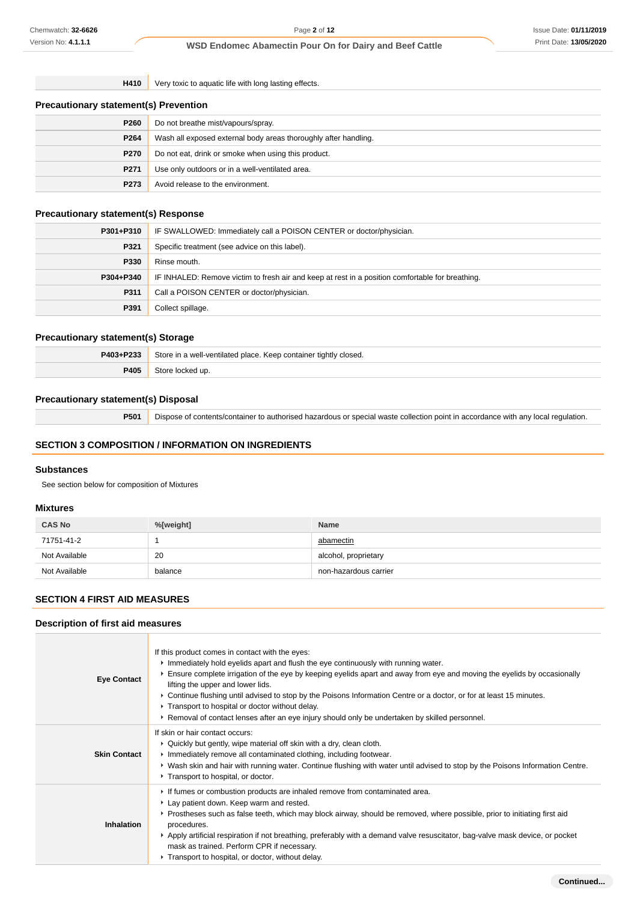| | |
|---|---|
| **H410** | Very toxic to aquatic life with long lasting effects. |

### Precautionary statement(s) Prevention

| | |
|---|---|
| **P260** | Do not breathe mist/vapours/spray. |
| **P264** | Wash all exposed external body areas thoroughly after handling. |
| **P270** | Do not eat, drink or smoke when using this product. |
| **P271** | Use only outdoors or in a well-ventilated area. |
| **P273** | Avoid release to the environment. |

### Precautionary statement(s) Response

| | |
|---|---|
| **P301+P310** | IF SWALLOWED: Immediately call a POISON CENTER or doctor/physician. |
| **P321** | Specific treatment (see advice on this label). |
| **P330** | Rinse mouth. |
| **P304+P340** | IF INHALED: Remove victim to fresh air and keep at rest in a position comfortable for breathing. |
| **P311** | Call a POISON CENTER or doctor/physician. |
| **P391** | Collect spillage. |

### Precautionary statement(s) Storage

| | |
|---|---|
| **P403+P233** | Store in a well-ventilated place. Keep container tightly closed. |
| **P405** | Store locked up. |

### Precautionary statement(s) Disposal

| | |
|---|---|
| **P501** | Dispose of contents/container to authorised hazardous or special waste collection point in accordance with any local regulation. |

## SECTION 3 COMPOSITION / INFORMATION ON INGREDIENTS

### Substances

See section below for composition of Mixtures

### Mixtures

| CAS No | %[weight] | Name |
|---|---|---|
| 71751-41-2 | 1 | abamectin |
| Not Available | 20 | alcohol, proprietary |
| Not Available | balance | non-hazardous carrier |

## SECTION 4 FIRST AID MEASURES

### Description of first aid measures

| | |
|---|---|
| **Eye Contact** | If this product comes in contact with the eyes:<br>▸ Immediately hold eyelids apart and flush the eye continuously with running water.<br>▸ Ensure complete irrigation of the eye by keeping eyelids apart and away from eye and moving the eyelids by occasionally lifting the upper and lower lids.<br>▸ Continue flushing until advised to stop by the Poisons Information Centre or a doctor, or for at least 15 minutes.<br>▸ Transport to hospital or doctor without delay.<br>▸ Removal of contact lenses after an eye injury should only be undertaken by skilled personnel. |
| **Skin Contact** | If skin or hair contact occurs:<br>▸ Quickly but gently, wipe material off skin with a dry, clean cloth.<br>▸ Immediately remove all contaminated clothing, including footwear.<br>▸ Wash skin and hair with running water. Continue flushing with water until advised to stop by the Poisons Information Centre.<br>▸ Transport to hospital, or doctor. |
| **Inhalation** | ▸ If fumes or combustion products are inhaled remove from contaminated area.<br>▸ Lay patient down. Keep warm and rested.<br>▸ Prostheses such as false teeth, which may block airway, should be removed, where possible, prior to initiating first aid procedures.<br>▸ Apply artificial respiration if not breathing, preferably with a demand valve resuscitator, bag-valve mask device, or pocket mask as trained. Perform CPR if necessary.<br>▸ Transport to hospital, or doctor, without delay. |

**Continued...**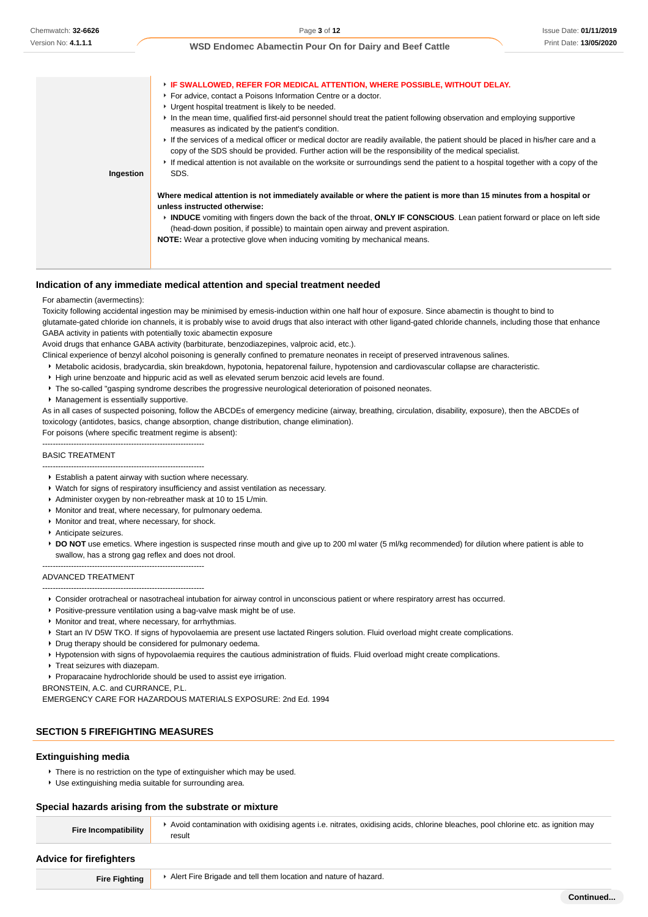| | |
|---|---|
| **Ingestion** | - **IF SWALLOWED, REFER FOR MEDICAL ATTENTION, WHERE POSSIBLE, WITHOUT DELAY.**<br>- For advice, contact a Poisons Information Centre or a doctor.<br>- Urgent hospital treatment is likely to be needed.<br>- In the mean time, qualified first-aid personnel should treat the patient following observation and employing supportive measures as indicated by the patient's condition.<br>- If the services of a medical officer or medical doctor are readily available, the patient should be placed in his/her care and a copy of the SDS should be provided. Further action will be the responsibility of the medical specialist.<br>- If medical attention is not available on the worksite or surroundings send the patient to a hospital together with a copy of the SDS.<br><br>**Where medical attention is not immediately available or where the patient is more than 15 minutes from a hospital or unless instructed otherwise:**<br>- **INDUCE** vomiting with fingers down the back of the throat, **ONLY IF CONSCIOUS**. Lean patient forward or place on left side (head-down position, if possible) to maintain open airway and prevent aspiration.<br>**NOTE:** Wear a protective glove when inducing vomiting by mechanical means. |

### Indication of any immediate medical attention and special treatment needed

For abamectin (avermectins):
Toxicity following accidental ingestion may be minimised by emesis-induction within one half hour of exposure. Since abamectin is thought to bind to glutamate-gated chloride ion channels, it is probably wise to avoid drugs that also interact with other ligand-gated chloride channels, including those that enhance GABA activity in patients with potentially toxic abamectin exposure
Avoid drugs that enhance GABA activity (barbiturate, benzodiazepines, valproic acid, etc.).
Clinical experience of benzyl alcohol poisoning is generally confined to premature neonates in receipt of preserved intravenous salines.

- Metabolic acidosis, bradycardia, skin breakdown, hypotonia, hepatorenal failure, hypotension and cardiovascular collapse are characteristic.
- High urine benzoate and hippuric acid as well as elevated serum benzoic acid levels are found.
- The so-called "gasping syndrome describes the progressive neurological deterioration of poisoned neonates.
- Management is essentially supportive.

As in all cases of suspected poisoning, follow the ABCDEs of emergency medicine (airway, breathing, circulation, disability, exposure), then the ABCDEs of toxicology (antidotes, basics, change absorption, change distribution, change elimination).
For poisons (where specific treatment regime is absent):

--------------------------------------------------------------
BASIC TREATMENT
--------------------------------------------------------------

- Establish a patent airway with suction where necessary.
- Watch for signs of respiratory insufficiency and assist ventilation as necessary.
- Administer oxygen by non-rebreather mask at 10 to 15 L/min.
- Monitor and treat, where necessary, for pulmonary oedema.
- Monitor and treat, where necessary, for shock.
- Anticipate seizures.
- **DO NOT** use emetics. Where ingestion is suspected rinse mouth and give up to 200 ml water (5 ml/kg recommended) for dilution where patient is able to swallow, has a strong gag reflex and does not drool.

--------------------------------------------------------------
ADVANCED TREATMENT
--------------------------------------------------------------

- Consider orotracheal or nasotracheal intubation for airway control in unconscious patient or where respiratory arrest has occurred.
- Positive-pressure ventilation using a bag-valve mask might be of use.
- Monitor and treat, where necessary, for arrhythmias.
- Start an IV D5W TKO. If signs of hypovolaemia are present use lactated Ringers solution. Fluid overload might create complications.
- Drug therapy should be considered for pulmonary oedema.
- Hypotension with signs of hypovolaemia requires the cautious administration of fluids. Fluid overload might create complications.
- Treat seizures with diazepam.
- Proparacaine hydrochloride should be used to assist eye irrigation.

BRONSTEIN, A.C. and CURRANCE, P.L.
EMERGENCY CARE FOR HAZARDOUS MATERIALS EXPOSURE: 2nd Ed. 1994

## SECTION 5 FIREFIGHTING MEASURES

### Extinguishing media

- There is no restriction on the type of extinguisher which may be used.
- Use extinguishing media suitable for surrounding area.

### Special hazards arising from the substrate or mixture

| | |
|---|---|
| **Fire Incompatibility** | - Avoid contamination with oxidising agents i.e. nitrates, oxidising acids, chlorine bleaches, pool chlorine etc. as ignition may result |

### Advice for firefighters

| | |
|---|---|
| **Fire Fighting** | - Alert Fire Brigade and tell them location and nature of hazard. |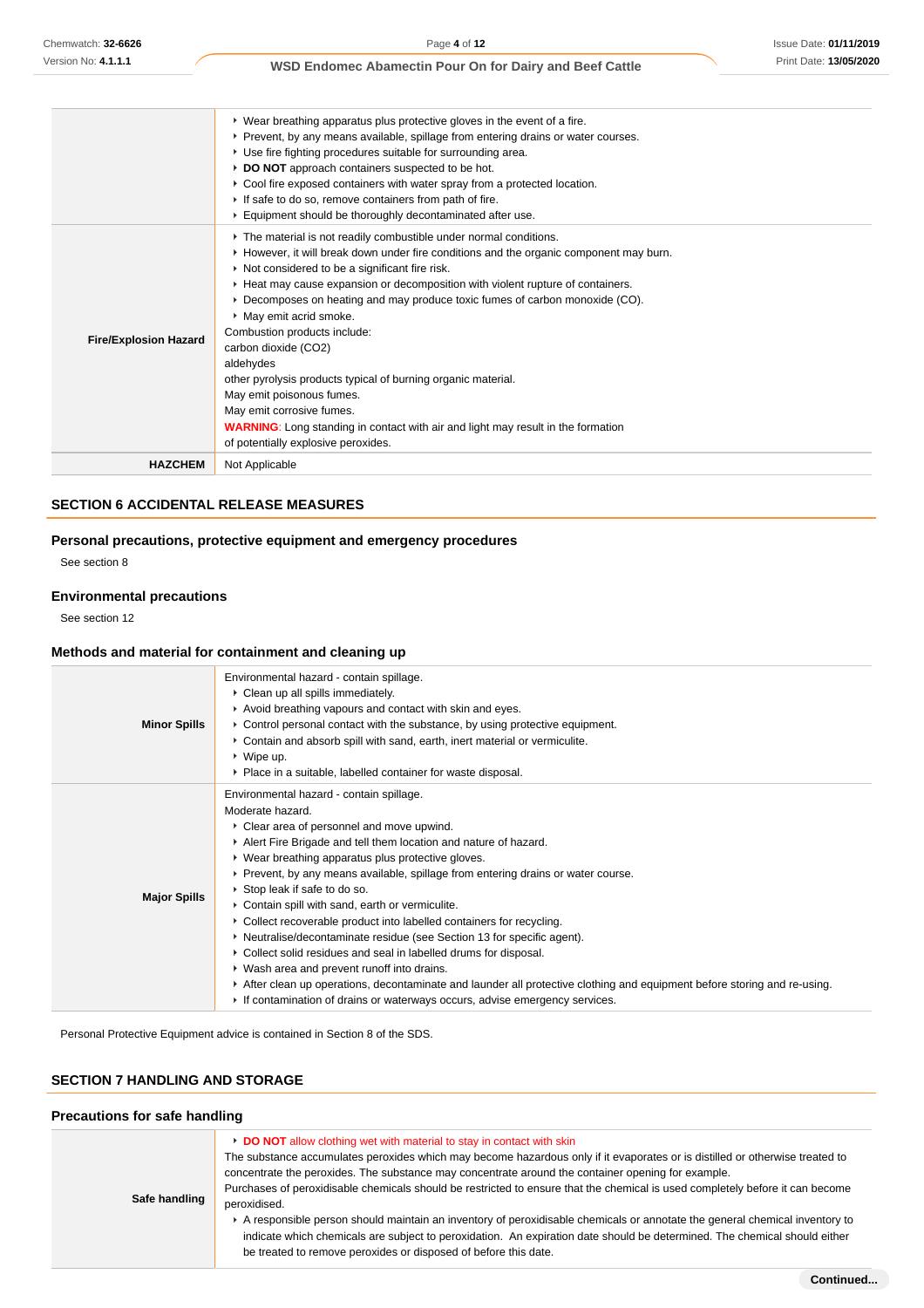| | |
|---|---|
| | ‣ Wear breathing apparatus plus protective gloves in the event of a fire.<br>‣ Prevent, by any means available, spillage from entering drains or water courses.<br>‣ Use fire fighting procedures suitable for surrounding area.<br>‣ **DO NOT** approach containers suspected to be hot.<br>‣ Cool fire exposed containers with water spray from a protected location.<br>‣ If safe to do so, remove containers from path of fire.<br>‣ Equipment should be thoroughly decontaminated after use. |
| **Fire/Explosion Hazard** | ‣ The material is not readily combustible under normal conditions.<br>‣ However, it will break down under fire conditions and the organic component may burn.<br>‣ Not considered to be a significant fire risk.<br>‣ Heat may cause expansion or decomposition with violent rupture of containers.<br>‣ Decomposes on heating and may produce toxic fumes of carbon monoxide (CO).<br>‣ May emit acrid smoke.<br>Combustion products include:<br>carbon dioxide ($CO_2$)<br>aldehydes<br>other pyrolysis products typical of burning organic material.<br>May emit poisonous fumes.<br>May emit corrosive fumes.<br>**WARNING**: Long standing in contact with air and light may result in the formation of potentially explosive peroxides. |
| **HAZCHEM** | Not Applicable |

## SECTION 6 ACCIDENTAL RELEASE MEASURES

### Personal precautions, protective equipment and emergency procedures

See section 8

### Environmental precautions

See section 12

### Methods and material for containment and cleaning up

| | |
|---|---|
| **Minor Spills** | Environmental hazard - contain spillage.<br>‣ Clean up all spills immediately.<br>‣ Avoid breathing vapours and contact with skin and eyes.<br>‣ Control personal contact with the substance, by using protective equipment.<br>‣ Contain and absorb spill with sand, earth, inert material or vermiculite.<br>‣ Wipe up.<br>‣ Place in a suitable, labelled container for waste disposal. |
| **Major Spills** | Environmental hazard - contain spillage.<br>Moderate hazard.<br>‣ Clear area of personnel and move upwind.<br>‣ Alert Fire Brigade and tell them location and nature of hazard.<br>‣ Wear breathing apparatus plus protective gloves.<br>‣ Prevent, by any means available, spillage from entering drains or water course.<br>‣ Stop leak if safe to do so.<br>‣ Contain spill with sand, earth or vermiculite.<br>‣ Collect recoverable product into labelled containers for recycling.<br>‣ Neutralise/decontaminate residue (see Section 13 for specific agent).<br>‣ Collect solid residues and seal in labelled drums for disposal.<br>‣ Wash area and prevent runoff into drains.<br>‣ After clean up operations, decontaminate and launder all protective clothing and equipment before storing and re-using.<br>‣ If contamination of drains or waterways occurs, advise emergency services. |

Personal Protective Equipment advice is contained in Section 8 of the SDS.

## SECTION 7 HANDLING AND STORAGE

### Precautions for safe handling

| | |
|---|---|
| **Safe handling** | ‣ **DO NOT** allow clothing wet with material to stay in contact with skin<br>The substance accumulates peroxides which may become hazardous only if it evaporates or is distilled or otherwise treated to concentrate the peroxides. The substance may concentrate around the container opening for example.<br>Purchases of peroxidisable chemicals should be restricted to ensure that the chemical is used completely before it can become peroxidised.<br>‣ A responsible person should maintain an inventory of peroxidisable chemicals or annotate the general chemical inventory to indicate which chemicals are subject to peroxidation. An expiration date should be determined. The chemical should either be treated to remove peroxides or disposed of before this date. |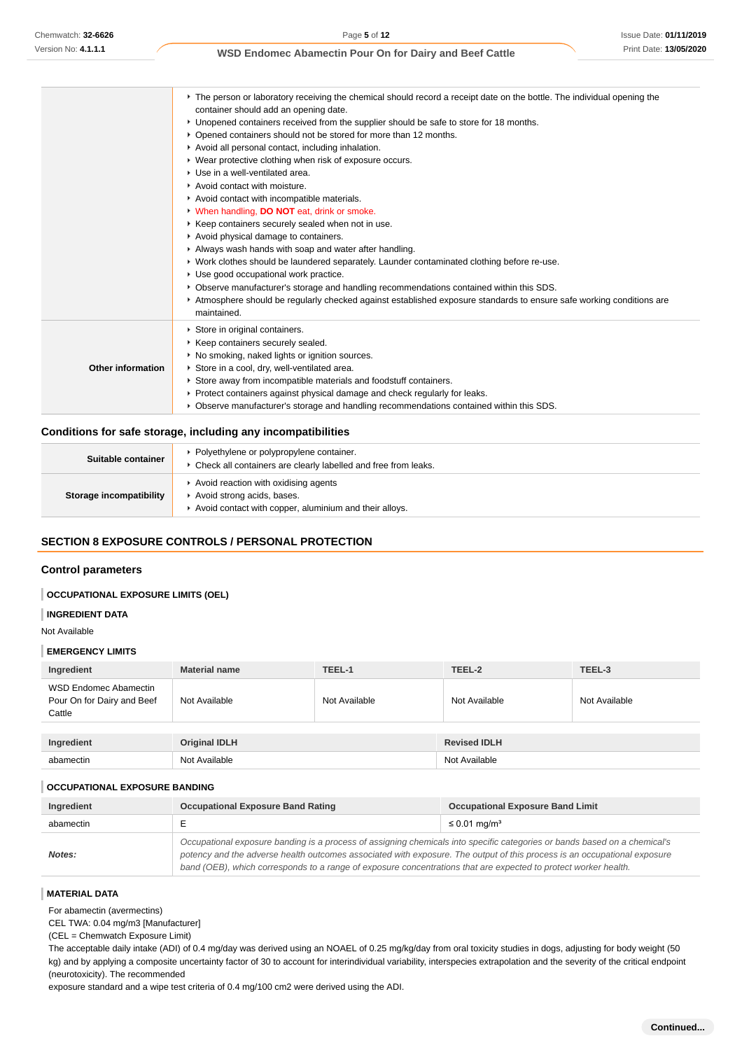|  |  |
| --- | --- |
|  | ▸ The person or laboratory receiving the chemical should record a receipt date on the bottle. The individual opening the container should add an opening date.<br>▸ Unopened containers received from the supplier should be safe to store for 18 months.<br>▸ Opened containers should not be stored for more than 12 months.<br>▸ Avoid all personal contact, including inhalation.<br>▸ Wear protective clothing when risk of exposure occurs.<br>▸ Use in a well-ventilated area.<br>▸ Avoid contact with moisture.<br>▸ Avoid contact with incompatible materials.<br>▸ When handling, **DO NOT** eat, drink or smoke.<br>▸ Keep containers securely sealed when not in use.<br>▸ Avoid physical damage to containers.<br>▸ Always wash hands with soap and water after handling.<br>▸ Work clothes should be laundered separately. Launder contaminated clothing before re-use.<br>▸ Use good occupational work practice.<br>▸ Observe manufacturer's storage and handling recommendations contained within this SDS.<br>▸ Atmosphere should be regularly checked against established exposure standards to ensure safe working conditions are maintained. |
| **Other information** | ▸ Store in original containers.<br>▸ Keep containers securely sealed.<br>▸ No smoking, naked lights or ignition sources.<br>▸ Store in a cool, dry, well-ventilated area.<br>▸ Store away from incompatible materials and foodstuff containers.<br>▸ Protect containers against physical damage and check regularly for leaks.<br>▸ Observe manufacturer's storage and handling recommendations contained within this SDS. |

### Conditions for safe storage, including any incompatibilities

|  |  |
| --- | --- |
| **Suitable container** | ▸ Polyethylene or polypropylene container.<br>▸ Check all containers are clearly labelled and free from leaks. |
| **Storage incompatibility** | ▸ Avoid reaction with oxidising agents<br>▸ Avoid strong acids, bases.<br>▸ Avoid contact with copper, aluminium and their alloys. |

## SECTION 8 EXPOSURE CONTROLS / PERSONAL PROTECTION

### Control parameters

**OCCUPATIONAL EXPOSURE LIMITS (OEL)**

**INGREDIENT DATA**

Not Available

**EMERGENCY LIMITS**

| Ingredient | Material name | TEEL-1 | TEEL-2 | TEEL-3 |
| --- | --- | --- | --- | --- |
| WSD Endomec Abamectin Pour On for Dairy and Beef Cattle | Not Available | Not Available | Not Available | Not Available |

| Ingredient | Original IDLH | Revised IDLH |
| --- | --- | --- |
| abamectin | Not Available | Not Available |

**OCCUPATIONAL EXPOSURE BANDING**

| Ingredient | Occupational Exposure Band Rating | Occupational Exposure Band Limit |
| --- | --- | --- |
| abamectin | E | ≤ 0.01 mg/m³ |
| ***Notes:*** | *Occupational exposure banding is a process of assigning chemicals into specific categories or bands based on a chemical's potency and the adverse health outcomes associated with exposure. The output of this process is an occupational exposure band (OEB), which corresponds to a range of exposure concentrations that are expected to protect worker health.* | |

**MATERIAL DATA**

For abamectin (avermectins)
CEL TWA: 0.04 mg/m3 [Manufacturer]
(CEL = Chemwatch Exposure Limit)
The acceptable daily intake (ADI) of 0.4 mg/day was derived using an NOAEL of 0.25 mg/kg/day from oral toxicity studies in dogs, adjusting for body weight (50 kg) and by applying a composite uncertainty factor of 30 to account for interindividual variability, interspecies extrapolation and the severity of the critical endpoint (neurotoxicity). The recommended
exposure standard and a wipe test criteria of 0.4 mg/100 cm2 were derived using the ADI.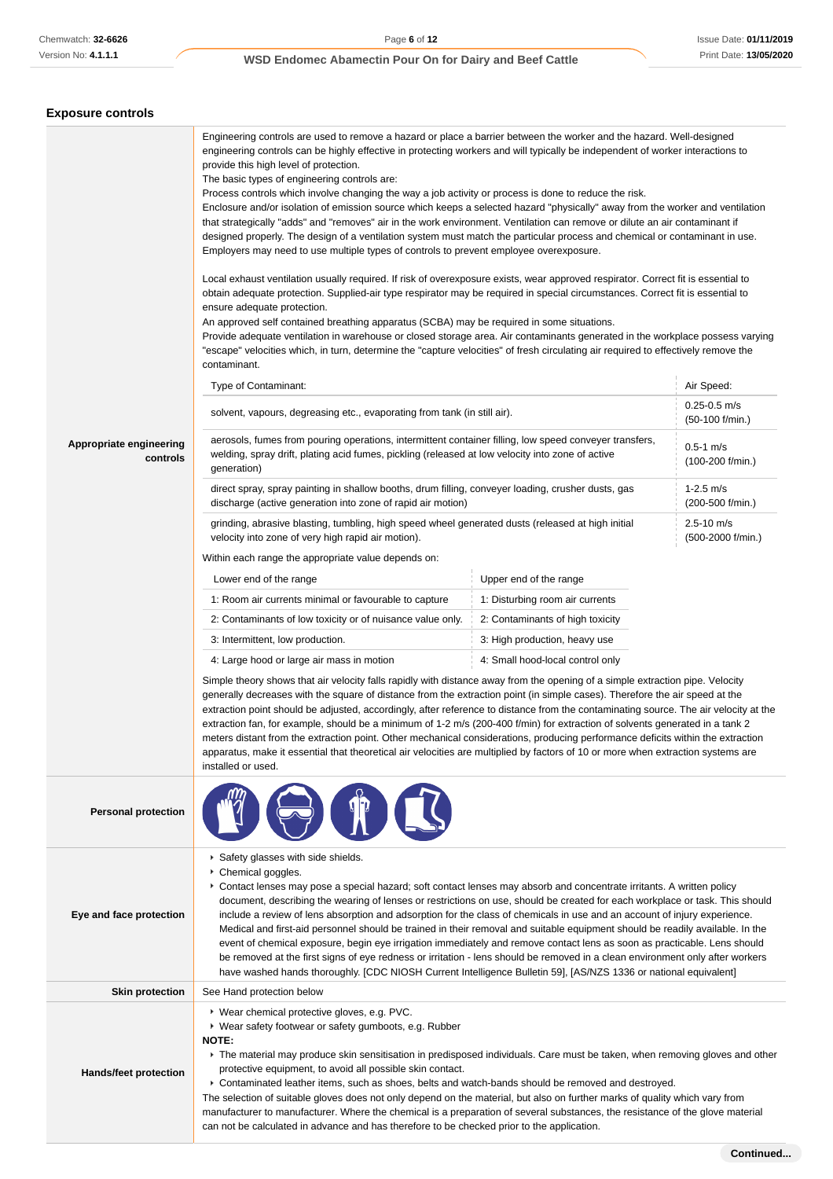## Exposure controls

**Appropriate engineering controls**

Engineering controls are used to remove a hazard or place a barrier between the worker and the hazard. Well-designed engineering controls can be highly effective in protecting workers and will typically be independent of worker interactions to provide this high level of protection.
The basic types of engineering controls are:
Process controls which involve changing the way a job activity or process is done to reduce the risk.
Enclosure and/or isolation of emission source which keeps a selected hazard "physically" away from the worker and ventilation that strategically "adds" and "removes" air in the work environment. Ventilation can remove or dilute an air contaminant if designed properly. The design of a ventilation system must match the particular process and chemical or contaminant in use.
Employers may need to use multiple types of controls to prevent employee overexposure.

Local exhaust ventilation usually required. If risk of overexposure exists, wear approved respirator. Correct fit is essential to obtain adequate protection. Supplied-air type respirator may be required in special circumstances. Correct fit is essential to ensure adequate protection.
An approved self contained breathing apparatus (SCBA) may be required in some situations.
Provide adequate ventilation in warehouse or closed storage area. Air contaminants generated in the workplace possess varying "escape" velocities which, in turn, determine the "capture velocities" of fresh circulating air required to effectively remove the contaminant.

| Type of Contaminant: | Air Speed: |
|---|---|
| solvent, vapours, degreasing etc., evaporating from tank (in still air). | 0.25-0.5 m/s (50-100 f/min.) |
| aerosols, fumes from pouring operations, intermittent container filling, low speed conveyer transfers, welding, spray drift, plating acid fumes, pickling (released at low velocity into zone of active generation) | 0.5-1 m/s (100-200 f/min.) |
| direct spray, spray painting in shallow booths, drum filling, conveyer loading, crusher dusts, gas discharge (active generation into zone of rapid air motion) | 1-2.5 m/s (200-500 f/min.) |
| grinding, abrasive blasting, tumbling, high speed wheel generated dusts (released at high initial velocity into zone of very high rapid air motion). | 2.5-10 m/s (500-2000 f/min.) |

Within each range the appropriate value depends on:

| Lower end of the range | Upper end of the range |
|---|---|
| 1: Room air currents minimal or favourable to capture | 1: Disturbing room air currents |
| 2: Contaminants of low toxicity or of nuisance value only. | 2: Contaminants of high toxicity |
| 3: Intermittent, low production. | 3: High production, heavy use |
| 4: Large hood or large air mass in motion | 4: Small hood-local control only |

Simple theory shows that air velocity falls rapidly with distance away from the opening of a simple extraction pipe. Velocity generally decreases with the square of distance from the extraction point (in simple cases). Therefore the air speed at the extraction point should be adjusted, accordingly, after reference to distance from the contaminating source. The air velocity at the extraction fan, for example, should be a minimum of 1-2 m/s (200-400 f/min) for extraction of solvents generated in a tank 2 meters distant from the extraction point. Other mechanical considerations, producing performance deficits within the extraction apparatus, make it essential that theoretical air velocities are multiplied by factors of 10 or more when extraction systems are installed or used.

**Personal protection**

**Eye and face protection**

- Safety glasses with side shields.
- Chemical goggles.
- Contact lenses may pose a special hazard; soft contact lenses may absorb and concentrate irritants. A written policy document, describing the wearing of lenses or restrictions on use, should be created for each workplace or task. This should include a review of lens absorption and adsorption for the class of chemicals in use and an account of injury experience. Medical and first-aid personnel should be trained in their removal and suitable equipment should be readily available. In the event of chemical exposure, begin eye irrigation immediately and remove contact lens as soon as practicable. Lens should be removed at the first signs of eye redness or irritation - lens should be removed in a clean environment only after workers have washed hands thoroughly. [CDC NIOSH Current Intelligence Bulletin 59], [AS/NZS 1336 or national equivalent]

**Skin protection**

See Hand protection below

**Hands/feet protection**

- Wear chemical protective gloves, e.g. PVC.
- Wear safety footwear or safety gumboots, e.g. Rubber

**NOTE:**

- The material may produce skin sensitisation in predisposed individuals. Care must be taken, when removing gloves and other protective equipment, to avoid all possible skin contact.
- Contaminated leather items, such as shoes, belts and watch-bands should be removed and destroyed.

The selection of suitable gloves does not only depend on the material, but also on further marks of quality which vary from manufacturer to manufacturer. Where the chemical is a preparation of several substances, the resistance of the glove material can not be calculated in advance and has therefore to be checked prior to the application.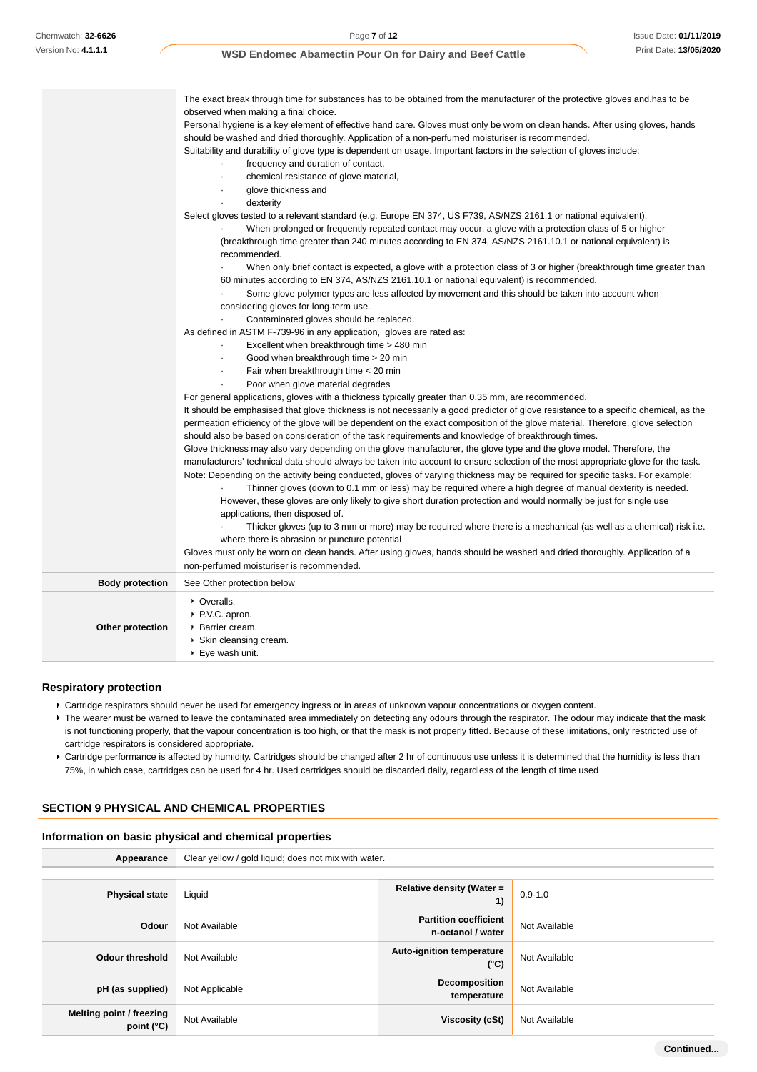| | |
|---|---|
| | The exact break through time for substances has to be obtained from the manufacturer of the protective gloves and.has to be observed when making a final choice.<br>Personal hygiene is a key element of effective hand care. Gloves must only be worn on clean hands. After using gloves, hands should be washed and dried thoroughly. Application of a non-perfumed moisturiser is recommended.<br>Suitability and durability of glove type is dependent on usage. Important factors in the selection of gloves include:<br>· frequency and duration of contact,<br>· chemical resistance of glove material,<br>· glove thickness and<br>· dexterity<br>Select gloves tested to a relevant standard (e.g. Europe EN 374, US F739, AS/NZS 2161.1 or national equivalent).<br>· When prolonged or frequently repeated contact may occur, a glove with a protection class of 5 or higher (breakthrough time greater than 240 minutes according to EN 374, AS/NZS 2161.10.1 or national equivalent) is recommended.<br>· When only brief contact is expected, a glove with a protection class of 3 or higher (breakthrough time greater than 60 minutes according to EN 374, AS/NZS 2161.10.1 or national equivalent) is recommended.<br>· Some glove polymer types are less affected by movement and this should be taken into account when considering gloves for long-term use.<br>· Contaminated gloves should be replaced.<br>As defined in ASTM F-739-96 in any application, gloves are rated as:<br>· Excellent when breakthrough time > 480 min<br>· Good when breakthrough time > 20 min<br>· Fair when breakthrough time < 20 min<br>· Poor when glove material degrades<br>For general applications, gloves with a thickness typically greater than 0.35 mm, are recommended.<br>It should be emphasised that glove thickness is not necessarily a good predictor of glove resistance to a specific chemical, as the permeation efficiency of the glove will be dependent on the exact composition of the glove material. Therefore, glove selection should also be based on consideration of the task requirements and knowledge of breakthrough times.<br>Glove thickness may also vary depending on the glove manufacturer, the glove type and the glove model. Therefore, the manufacturers' technical data should always be taken into account to ensure selection of the most appropriate glove for the task.<br>Note: Depending on the activity being conducted, gloves of varying thickness may be required for specific tasks. For example:<br>· Thinner gloves (down to 0.1 mm or less) may be required where a high degree of manual dexterity is needed. However, these gloves are only likely to give short duration protection and would normally be just for single use applications, then disposed of.<br>· Thicker gloves (up to 3 mm or more) may be required where there is a mechanical (as well as a chemical) risk i.e. where there is abrasion or puncture potential<br>Gloves must only be worn on clean hands. After using gloves, hands should be washed and dried thoroughly. Application of a non-perfumed moisturiser is recommended. |
| **Body protection** | See Other protection below |
| **Other protection** | ‣ Overalls.<br>‣ P.V.C. apron.<br>‣ Barrier cream.<br>‣ Skin cleansing cream.<br>‣ Eye wash unit. |

### Respiratory protection

- Cartridge respirators should never be used for emergency ingress or in areas of unknown vapour concentrations or oxygen content.
- The wearer must be warned to leave the contaminated area immediately on detecting any odours through the respirator. The odour may indicate that the mask is not functioning properly, that the vapour concentration is too high, or that the mask is not properly fitted. Because of these limitations, only restricted use of cartridge respirators is considered appropriate.
- Cartridge performance is affected by humidity. Cartridges should be changed after 2 hr of continuous use unless it is determined that the humidity is less than 75%, in which case, cartridges can be used for 4 hr. Used cartridges should be discarded daily, regardless of the length of time used

## SECTION 9 PHYSICAL AND CHEMICAL PROPERTIES

### Information on basic physical and chemical properties

| **Appearance** | Clear yellow / gold liquid; does not mix with water. | | |
|---|---|---|---|
| **Physical state** | Liquid | **Relative density (Water = 1)** | 0.9-1.0 |
| **Odour** | Not Available | **Partition coefficient n-octanol / water** | Not Available |
| **Odour threshold** | Not Available | **Auto-ignition temperature (°C)** | Not Available |
| **pH (as supplied)** | Not Applicable | **Decomposition temperature** | Not Available |
| **Melting point / freezing point (°C)** | Not Available | **Viscosity (cSt)** | Not Available |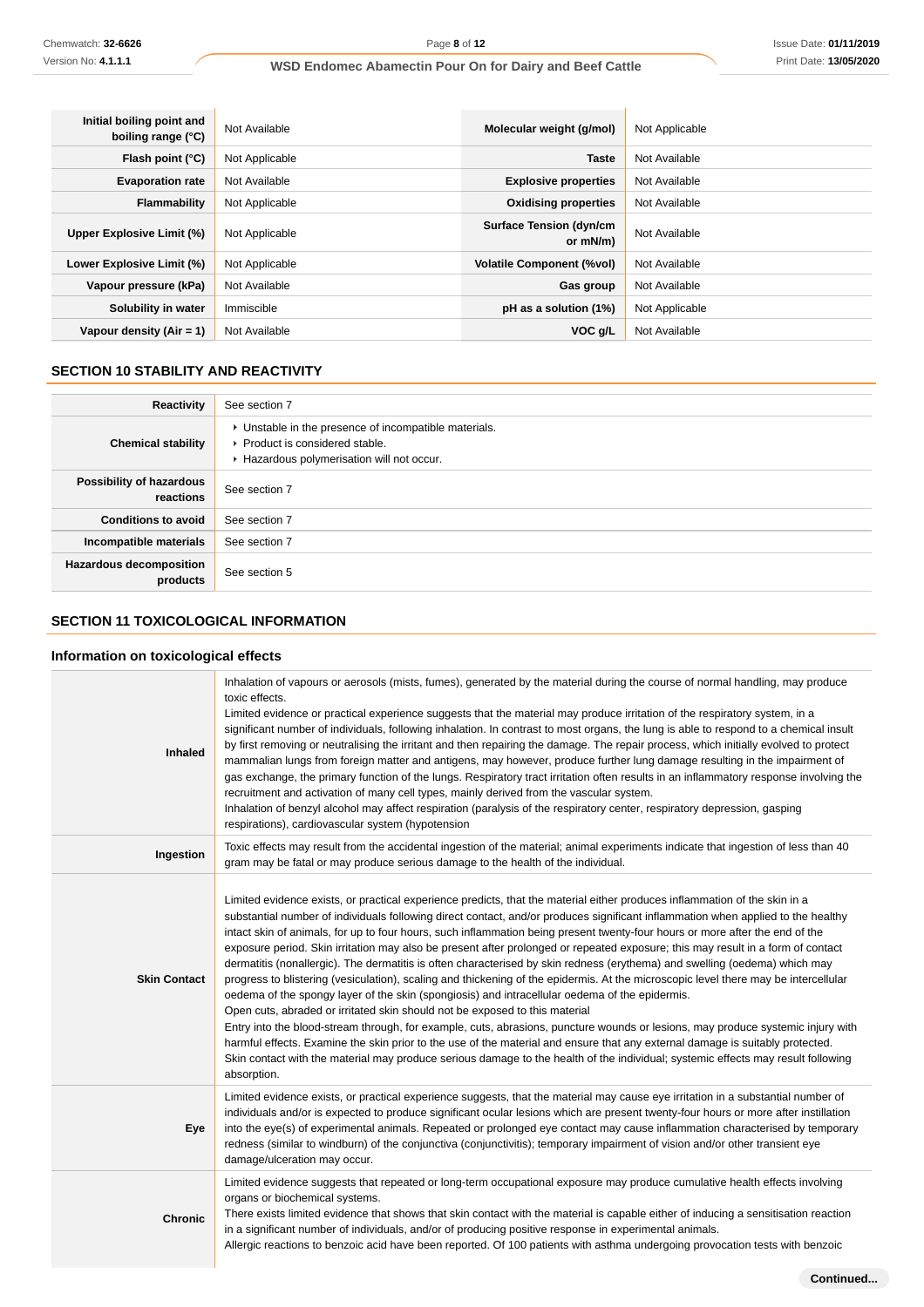| Initial boiling point and boiling range (°C) | Not Available | Molecular weight (g/mol) | Not Applicable |
| --- | --- | --- | --- |
| Flash point (°C) | Not Applicable | Taste | Not Available |
| Evaporation rate | Not Available | Explosive properties | Not Available |
| Flammability | Not Applicable | Oxidising properties | Not Available |
| Upper Explosive Limit (%) | Not Applicable | Surface Tension (dyn/cm or mN/m) | Not Available |
| Lower Explosive Limit (%) | Not Applicable | Volatile Component (%vol) | Not Available |
| Vapour pressure (kPa) | Not Available | Gas group | Not Available |
| Solubility in water | Immiscible | pH as a solution (1%) | Not Applicable |
| Vapour density (Air = 1) | Not Available | VOC g/L | Not Available |

## SECTION 10 STABILITY AND REACTIVITY

| | |
| --- | --- |
| **Reactivity** | See section 7 |
| **Chemical stability** | ▸ Unstable in the presence of incompatible materials.<br>▸ Product is considered stable.<br>▸ Hazardous polymerisation will not occur. |
| **Possibility of hazardous reactions** | See section 7 |
| **Conditions to avoid** | See section 7 |
| **Incompatible materials** | See section 7 |
| **Hazardous decomposition products** | See section 5 |

## SECTION 11 TOXICOLOGICAL INFORMATION

### Information on toxicological effects

| | |
| --- | --- |
| **Inhaled** | Inhalation of vapours or aerosols (mists, fumes), generated by the material during the course of normal handling, may produce toxic effects.<br>Limited evidence or practical experience suggests that the material may produce irritation of the respiratory system, in a significant number of individuals, following inhalation. In contrast to most organs, the lung is able to respond to a chemical insult by first removing or neutralising the irritant and then repairing the damage. The repair process, which initially evolved to protect mammalian lungs from foreign matter and antigens, may however, produce further lung damage resulting in the impairment of gas exchange, the primary function of the lungs. Respiratory tract irritation often results in an inflammatory response involving the recruitment and activation of many cell types, mainly derived from the vascular system.<br>Inhalation of benzyl alcohol may affect respiration (paralysis of the respiratory center, respiratory depression, gasping respirations), cardiovascular system (hypotension |
| **Ingestion** | Toxic effects may result from the accidental ingestion of the material; animal experiments indicate that ingestion of less than 40 gram may be fatal or may produce serious damage to the health of the individual. |
| **Skin Contact** | Limited evidence exists, or practical experience predicts, that the material either produces inflammation of the skin in a substantial number of individuals following direct contact, and/or produces significant inflammation when applied to the healthy intact skin of animals, for up to four hours, such inflammation being present twenty-four hours or more after the end of the exposure period. Skin irritation may also be present after prolonged or repeated exposure; this may result in a form of contact dermatitis (nonallergic). The dermatitis is often characterised by skin redness (erythema) and swelling (oedema) which may progress to blistering (vesiculation), scaling and thickening of the epidermis. At the microscopic level there may be intercellular oedema of the spongy layer of the skin (spongiosis) and intracellular oedema of the epidermis.<br>Open cuts, abraded or irritated skin should not be exposed to this material<br>Entry into the blood-stream through, for example, cuts, abrasions, puncture wounds or lesions, may produce systemic injury with harmful effects. Examine the skin prior to the use of the material and ensure that any external damage is suitably protected.<br>Skin contact with the material may produce serious damage to the health of the individual; systemic effects may result following absorption. |
| **Eye** | Limited evidence exists, or practical experience suggests, that the material may cause eye irritation in a substantial number of individuals and/or is expected to produce significant ocular lesions which are present twenty-four hours or more after instillation into the eye(s) of experimental animals. Repeated or prolonged eye contact may cause inflammation characterised by temporary redness (similar to windburn) of the conjunctiva (conjunctivitis); temporary impairment of vision and/or other transient eye damage/ulceration may occur. |
| **Chronic** | Limited evidence suggests that repeated or long-term occupational exposure may produce cumulative health effects involving organs or biochemical systems.<br>There exists limited evidence that shows that skin contact with the material is capable either of inducing a sensitisation reaction in a significant number of individuals, and/or of producing positive response in experimental animals.<br>Allergic reactions to benzoic acid have been reported. Of 100 patients with asthma undergoing provocation tests with benzoic |

Continued...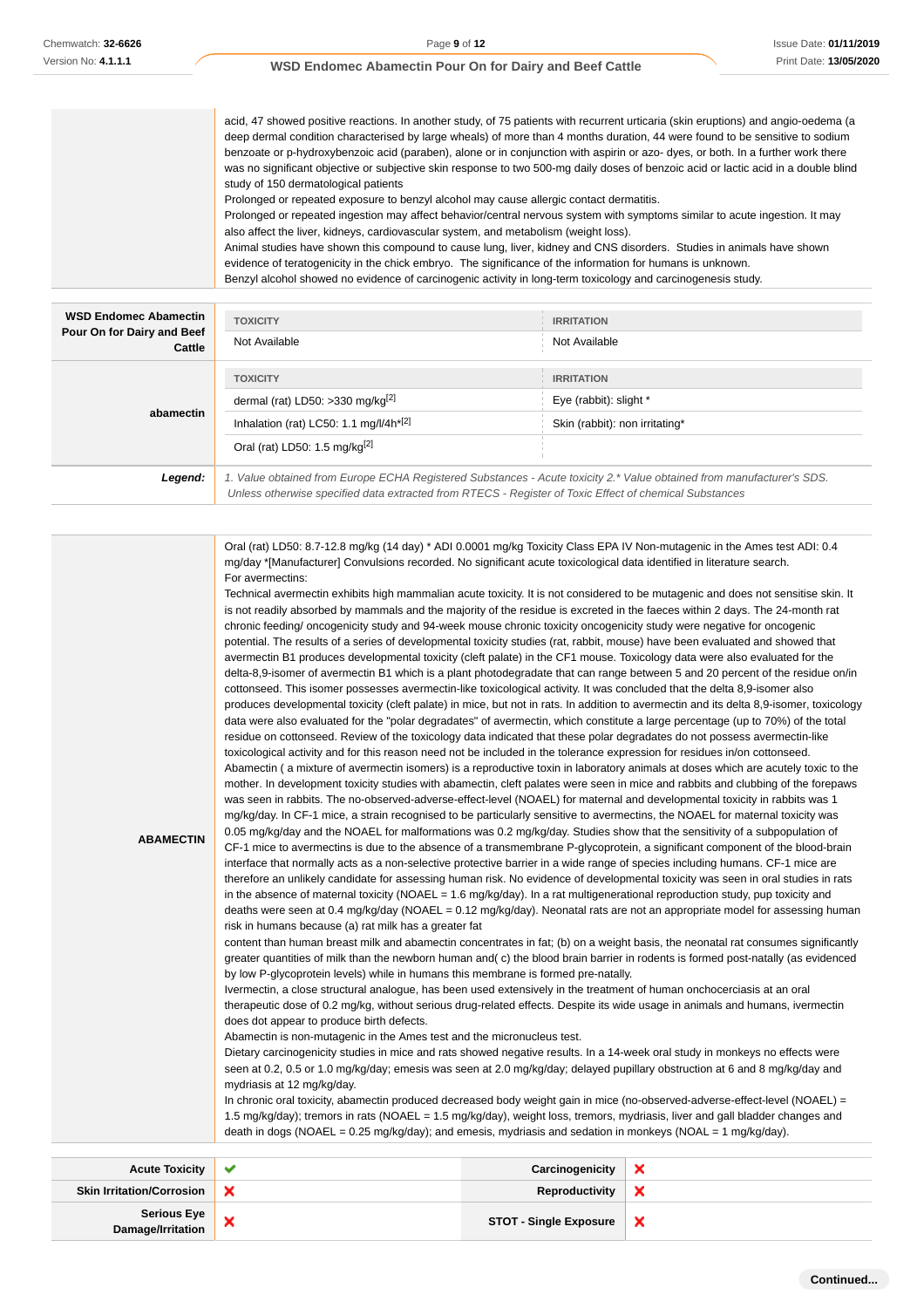| | |
|---|---|
| | acid, 47 showed positive reactions. In another study, of 75 patients with recurrent urticaria (skin eruptions) and angio-oedema (a deep dermal condition characterised by large wheals) of more than 4 months duration, 44 were found to be sensitive to sodium benzoate or p-hydroxybenzoic acid (paraben), alone or in conjunction with aspirin or azo- dyes, or both. In a further work there was no significant objective or subjective skin response to two 500-mg daily doses of benzoic acid or lactic acid in a double blind study of 150 dermatological patients<br>Prolonged or repeated exposure to benzyl alcohol may cause allergic contact dermatitis.<br>Prolonged or repeated ingestion may affect behavior/central nervous system with symptoms similar to acute ingestion. It may also affect the liver, kidneys, cardiovascular system, and metabolism (weight loss).<br>Animal studies have shown this compound to cause lung, liver, kidney and CNS disorders. Studies in animals have shown evidence of teratogenicity in the chick embryo. The significance of the information for humans is unknown.<br>Benzyl alcohol showed no evidence of carcinogenic activity in long-term toxicology and carcinogenesis study. |

| | TOXICITY | IRRITATION |
|---|---|---|
| **WSD Endomec Abamectin Pour On for Dairy and Beef Cattle** | Not Available | Not Available |

| | TOXICITY | IRRITATION |
|---|---|---|
| **abamectin** | dermal (rat) LD50: >330 mg/kg[2] | Eye (rabbit): slight * |
| | Inhalation (rat) LC50: 1.1 mg/l/4h*[2] | Skin (rabbit): non irritating* |
| | Oral (rat) LD50: 1.5 mg/kg[2] | |

| | |
|---|---|
| ***Legend:*** | *1. Value obtained from Europe ECHA Registered Substances - Acute toxicity 2.\* Value obtained from manufacturer's SDS. Unless otherwise specified data extracted from RTECS - Register of Toxic Effect of chemical Substances* |

| | |
|---|---|
| **ABAMECTIN** | Oral (rat) LD50: 8.7-12.8 mg/kg (14 day) * ADI 0.0001 mg/kg Toxicity Class EPA IV Non-mutagenic in the Ames test ADI: 0.4 mg/day *[Manufacturer] Convulsions recorded. No significant acute toxicological data identified in literature search.<br>For avermectins:<br>Technical avermectin exhibits high mammalian acute toxicity. It is not considered to be mutagenic and does not sensitise skin. It is not readily absorbed by mammals and the majority of the residue is excreted in the faeces within 2 days. The 24-month rat chronic feeding/ oncogenicity study and 94-week mouse chronic toxicity oncogenicity study were negative for oncogenic potential. The results of a series of developmental toxicity studies (rat, rabbit, mouse) have been evaluated and showed that avermectin B1 produces developmental toxicity (cleft palate) in the CF1 mouse. Toxicology data were also evaluated for the delta-8,9-isomer of avermectin B1 which is a plant photodegradate that can range between 5 and 20 percent of the residue on/in cottonseed. This isomer possesses avermectin-like toxicological activity. It was concluded that the delta 8,9-isomer also produces developmental toxicity (cleft palate) in mice, but not in rats. In addition to avermectin and its delta 8,9-isomer, toxicology data were also evaluated for the "polar degradates" of avermectin, which constitute a large percentage (up to 70%) of the total residue on cottonseed. Review of the toxicology data indicated that these polar degradates do not possess avermectin-like toxicological activity and for this reason need not be included in the tolerance expression for residues in/on cottonseed.<br>Abamectin ( a mixture of avermectin isomers) is a reproductive toxin in laboratory animals at doses which are acutely toxic to the mother. In development toxicity studies with abamectin, cleft palates were seen in mice and rabbits and clubbing of the forepaws was seen in rabbits. The no-observed-adverse-effect-level (NOAEL) for maternal and developmental toxicity in rabbits was 1 mg/kg/day. In CF-1 mice, a strain recognised to be particularly sensitive to avermectins, the NOAEL for maternal toxicity was 0.05 mg/kg/day and the NOAEL for malformations was 0.2 mg/kg/day. Studies show that the sensitivity of a subpopulation of CF-1 mice to avermectins is due to the absence of a transmembrane P-glycoprotein, a significant component of the blood-brain interface that normally acts as a non-selective protective barrier in a wide range of species including humans. CF-1 mice are therefore an unlikely candidate for assessing human risk. No evidence of developmental toxicity was seen in oral studies in rats in the absence of maternal toxicity (NOAEL = 1.6 mg/kg/day). In a rat multigenerational reproduction study, pup toxicity and deaths were seen at 0.4 mg/kg/day (NOAEL = 0.12 mg/kg/day). Neonatal rats are not an appropriate model for assessing human risk in humans because (a) rat milk has a greater fat<br>content than human breast milk and abamectin concentrates in fat; (b) on a weight basis, the neonatal rat consumes significantly greater quantities of milk than the newborn human and( c) the blood brain barrier in rodents is formed post-natally (as evidenced by low P-glycoprotein levels) while in humans this membrane is formed pre-natally.<br>Ivermectin, a close structural analogue, has been used extensively in the treatment of human onchocerciasis at an oral therapeutic dose of 0.2 mg/kg, without serious drug-related effects. Despite its wide usage in animals and humans, ivermectin does dot appear to produce birth defects.<br>Abamectin is non-mutagenic in the Ames test and the micronucleus test.<br>Dietary carcinogenicity studies in mice and rats showed negative results. In a 14-week oral study in monkeys no effects were seen at 0.2, 0.5 or 1.0 mg/kg/day; emesis was seen at 2.0 mg/kg/day; delayed pupillary obstruction at 6 and 8 mg/kg/day and mydriasis at 12 mg/kg/day.<br>In chronic oral toxicity, abamectin produced decreased body weight gain in mice (no-observed-adverse-effect-level (NOAEL) = 1.5 mg/kg/day); tremors in rats (NOAEL = 1.5 mg/kg/day), weight loss, tremors, mydriasis, liver and gall bladder changes and death in dogs (NOAEL = 0.25 mg/kg/day); and emesis, mydriasis and sedation in monkeys (NOAL = 1 mg/kg/day). |

| | | | |
|---|---|---|---|
| **Acute Toxicity** | ✔ | **Carcinogenicity** | ✘ |
| **Skin Irritation/Corrosion** | ✘ | **Reproductivity** | ✘ |
| **Serious Eye Damage/Irritation** | ✘ | **STOT - Single Exposure** | ✘ |

Continued...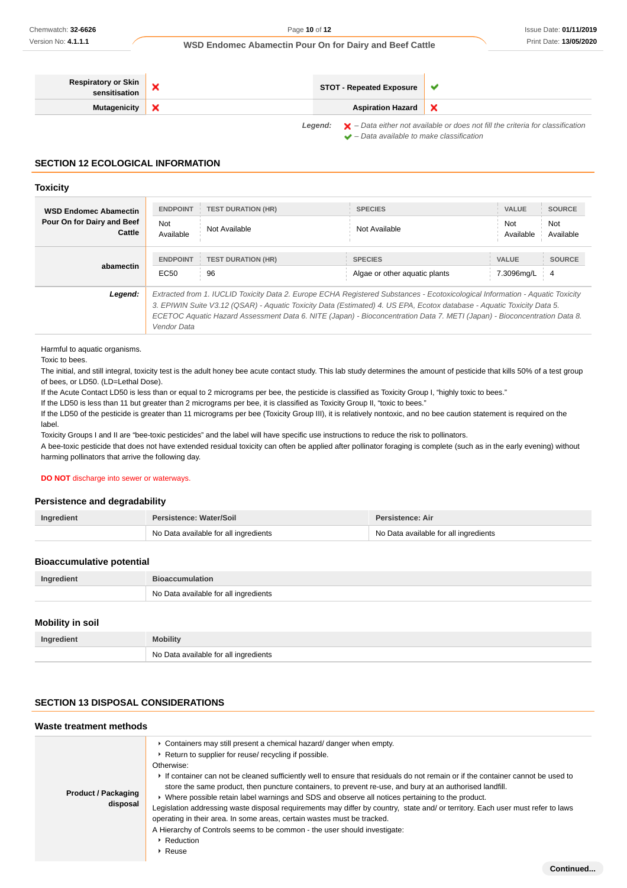| Respiratory or Skin sensitisation | ✘ | STOT - Repeated Exposure | ✔ |
|---|---|---|---|
| Mutagenicity | ✘ | Aspiration Hazard | ✘ |

*Legend:* ✘ – *Data either not available or does not fill the criteria for classification*
✔ – *Data available to make classification*

## SECTION 12 ECOLOGICAL INFORMATION

### Toxicity

| | ENDPOINT | TEST DURATION (HR) | SPECIES | VALUE | SOURCE |
|---|---|---|---|---|---|
| **WSD Endomec Abamectin Pour On for Dairy and Beef Cattle** | Not Available | Not Available | Not Available | Not Available | Not Available |
| | **ENDPOINT** | **TEST DURATION (HR)** | **SPECIES** | **VALUE** | **SOURCE** |
| **abamectin** | EC50 | 96 | Algae or other aquatic plants | 7.3096mg/L | 4 |
| ***Legend:*** | *Extracted from 1. IUCLID Toxicity Data 2. Europe ECHA Registered Substances - Ecotoxicological Information - Aquatic Toxicity 3. EPIWIN Suite V3.12 (QSAR) - Aquatic Toxicity Data (Estimated) 4. US EPA, Ecotox database - Aquatic Toxicity Data 5. ECETOC Aquatic Hazard Assessment Data 6. NITE (Japan) - Bioconcentration Data 7. METI (Japan) - Bioconcentration Data 8. Vendor Data* | | | | |

Harmful to aquatic organisms.
Toxic to bees.
The initial, and still integral, toxicity test is the adult honey bee acute contact study. This lab study determines the amount of pesticide that kills 50% of a test group of bees, or LD50. (LD=Lethal Dose).
If the Acute Contact LD50 is less than or equal to 2 micrograms per bee, the pesticide is classified as Toxicity Group I, “highly toxic to bees.”
If the LD50 is less than 11 but greater than 2 micrograms per bee, it is classified as Toxicity Group II, “toxic to bees.”
If the LD50 of the pesticide is greater than 11 micrograms per bee (Toxicity Group III), it is relatively nontoxic, and no bee caution statement is required on the label.
Toxicity Groups I and II are “bee-toxic pesticides” and the label will have specific use instructions to reduce the risk to pollinators.
A bee-toxic pesticide that does not have extended residual toxicity can often be applied after pollinator foraging is complete (such as in the early evening) without harming pollinators that arrive the following day.

**DO NOT** discharge into sewer or waterways.

### Persistence and degradability

| Ingredient | Persistence: Water/Soil | Persistence: Air |
|---|---|---|
| | No Data available for all ingredients | No Data available for all ingredients |

### Bioaccumulative potential

| Ingredient | Bioaccumulation |
|---|---|
| | No Data available for all ingredients |

### Mobility in soil

| Ingredient | Mobility |
|---|---|
| | No Data available for all ingredients |

## SECTION 13 DISPOSAL CONSIDERATIONS

### Waste treatment methods

**Product / Packaging disposal**

- Containers may still present a chemical hazard/ danger when empty.
- Return to supplier for reuse/ recycling if possible.

Otherwise:

- If container can not be cleaned sufficiently well to ensure that residuals do not remain or if the container cannot be used to store the same product, then puncture containers, to prevent re-use, and bury at an authorised landfill.
- Where possible retain label warnings and SDS and observe all notices pertaining to the product.

Legislation addressing waste disposal requirements may differ by country, state and/ or territory. Each user must refer to laws operating in their area. In some areas, certain wastes must be tracked.
A Hierarchy of Controls seems to be common - the user should investigate:

- Reduction
- Reuse

**Continued...**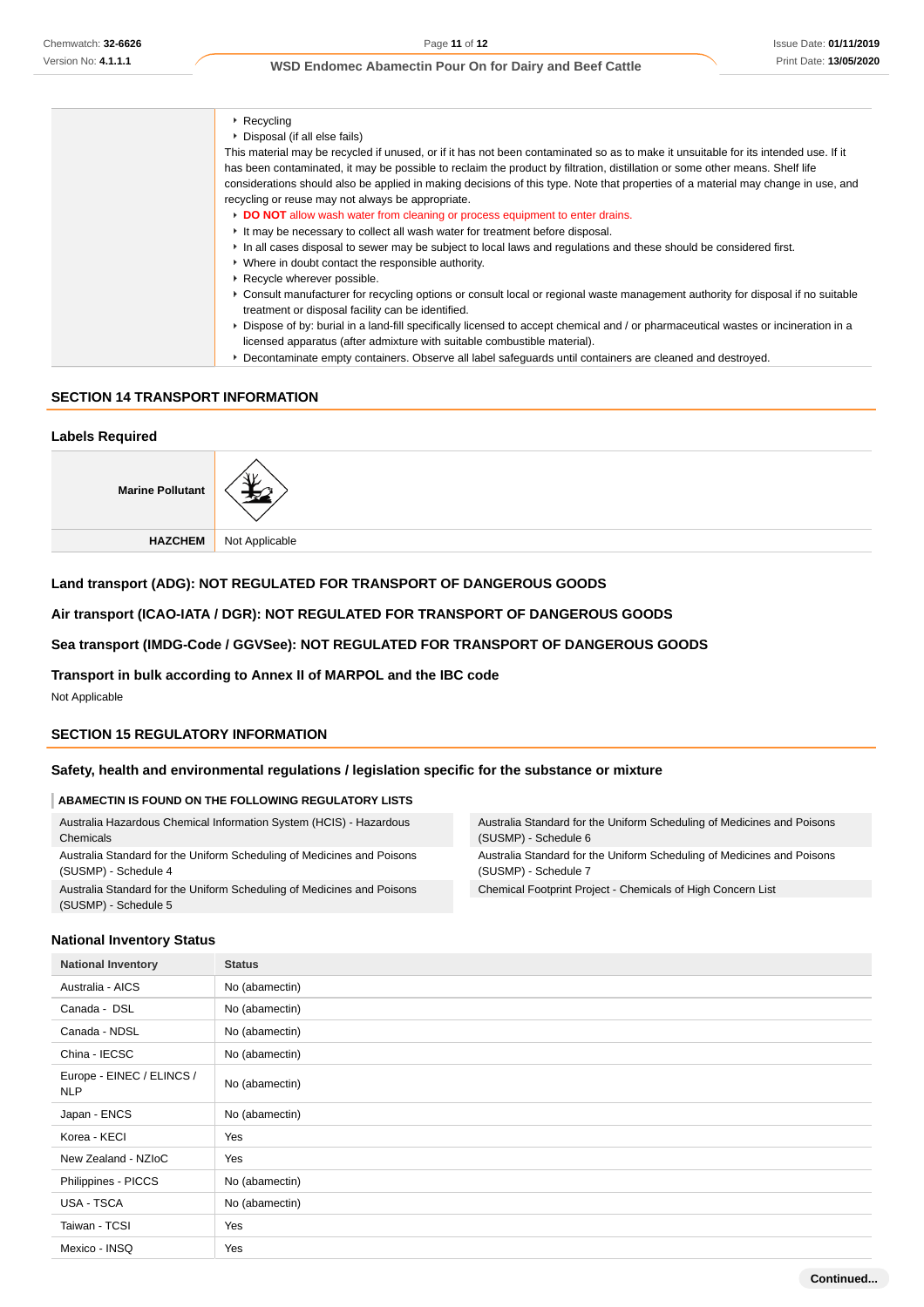| | |
|---|---|
| | ‣ Recycling<br>‣ Disposal (if all else fails)<br>This material may be recycled if unused, or if it has not been contaminated so as to make it unsuitable for its intended use. If it has been contaminated, it may be possible to reclaim the product by filtration, distillation or some other means. Shelf life considerations should also be applied in making decisions of this type. Note that properties of a material may change in use, and recycling or reuse may not always be appropriate.<br>‣ **DO NOT** allow wash water from cleaning or process equipment to enter drains.<br>‣ It may be necessary to collect all wash water for treatment before disposal.<br>‣ In all cases disposal to sewer may be subject to local laws and regulations and these should be considered first.<br>‣ Where in doubt contact the responsible authority.<br>‣ Recycle wherever possible.<br>‣ Consult manufacturer for recycling options or consult local or regional waste management authority for disposal if no suitable treatment or disposal facility can be identified.<br>‣ Dispose of by: burial in a land-fill specifically licensed to accept chemical and / or pharmaceutical wastes or incineration in a licensed apparatus (after admixture with suitable combustible material).<br>‣ Decontaminate empty containers. Observe all label safeguards until containers are cleaned and destroyed. |

## SECTION 14 TRANSPORT INFORMATION

### Labels Required

| | |
|---|---|
| **Marine Pollutant** | |
| **HAZCHEM** | Not Applicable |

### Land transport (ADG): NOT REGULATED FOR TRANSPORT OF DANGEROUS GOODS

### Air transport (ICAO-IATA / DGR): NOT REGULATED FOR TRANSPORT OF DANGEROUS GOODS

### Sea transport (IMDG-Code / GGVSee): NOT REGULATED FOR TRANSPORT OF DANGEROUS GOODS

### Transport in bulk according to Annex II of MARPOL and the IBC code

Not Applicable

## SECTION 15 REGULATORY INFORMATION

### Safety, health and environmental regulations / legislation specific for the substance or mixture

**ABAMECTIN IS FOUND ON THE FOLLOWING REGULATORY LISTS**

| | |
|---|---|
| Australia Hazardous Chemical Information System (HCIS) - Hazardous Chemicals | Australia Standard for the Uniform Scheduling of Medicines and Poisons (SUSMP) - Schedule 6 |
| Australia Standard for the Uniform Scheduling of Medicines and Poisons (SUSMP) - Schedule 4 | Australia Standard for the Uniform Scheduling of Medicines and Poisons (SUSMP) - Schedule 7 |
| Australia Standard for the Uniform Scheduling of Medicines and Poisons (SUSMP) - Schedule 5 | Chemical Footprint Project - Chemicals of High Concern List |

### National Inventory Status

| National Inventory | Status |
|---|---|
| Australia - AICS | No (abamectin) |
| Canada - DSL | No (abamectin) |
| Canada - NDSL | No (abamectin) |
| China - IECSC | No (abamectin) |
| Europe - EINEC / ELINCS / NLP | No (abamectin) |
| Japan - ENCS | No (abamectin) |
| Korea - KECI | Yes |
| New Zealand - NZIoC | Yes |
| Philippines - PICCS | No (abamectin) |
| USA - TSCA | No (abamectin) |
| Taiwan - TCSI | Yes |
| Mexico - INSQ | Yes |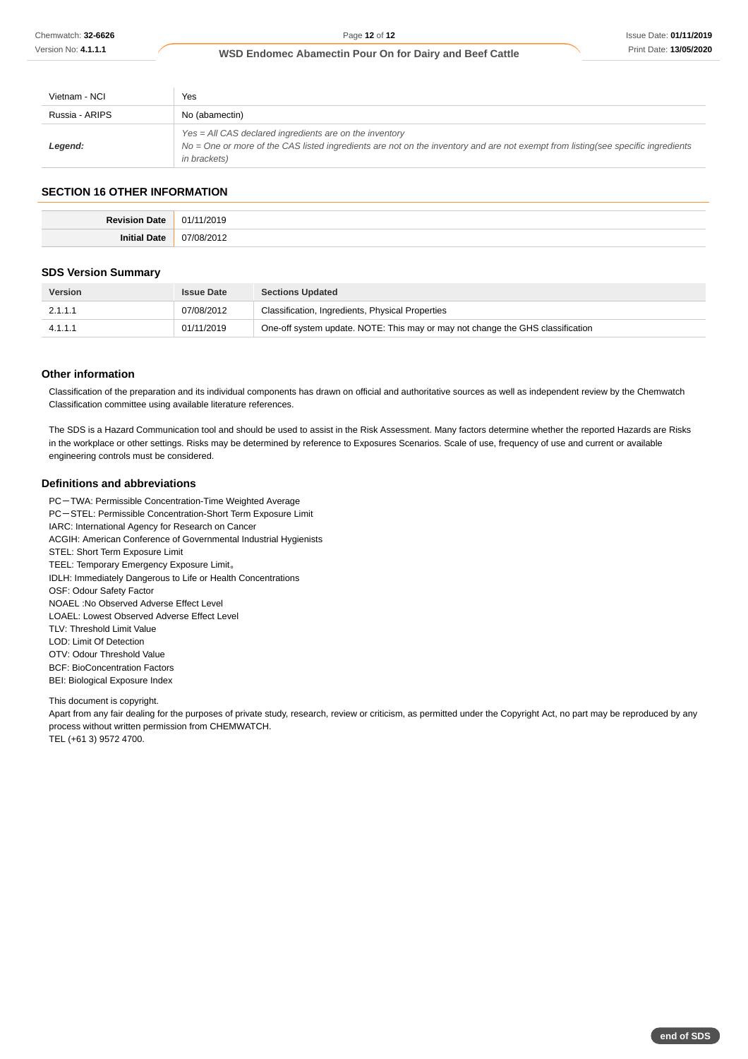| | |
|---|---|
| Vietnam - NCI | Yes |
| Russia - ARIPS | No (abamectin) |
| ***Legend:*** | *Yes = All CAS declared ingredients are on the inventory*<br>*No = One or more of the CAS listed ingredients are not on the inventory and are not exempt from listing(see specific ingredients in brackets)* |

## SECTION 16 OTHER INFORMATION

| | |
|---|---|
| **Revision Date** | 01/11/2019 |
| **Initial Date** | 07/08/2012 |

### SDS Version Summary

| Version | Issue Date | Sections Updated |
|---|---|---|
| 2.1.1.1 | 07/08/2012 | Classification, Ingredients, Physical Properties |
| 4.1.1.1 | 01/11/2019 | One-off system update. NOTE: This may or may not change the GHS classification |

### Other information

Classification of the preparation and its individual components has drawn on official and authoritative sources as well as independent review by the Chemwatch Classification committee using available literature references.

The SDS is a Hazard Communication tool and should be used to assist in the Risk Assessment. Many factors determine whether the reported Hazards are Risks in the workplace or other settings. Risks may be determined by reference to Exposures Scenarios. Scale of use, frequency of use and current or available engineering controls must be considered.

### Definitions and abbreviations

PC－TWA: Permissible Concentration-Time Weighted Average
PC－STEL: Permissible Concentration-Short Term Exposure Limit
IARC: International Agency for Research on Cancer
ACGIH: American Conference of Governmental Industrial Hygienists
STEL: Short Term Exposure Limit
TEEL: Temporary Emergency Exposure Limit。
IDLH: Immediately Dangerous to Life or Health Concentrations
OSF: Odour Safety Factor
NOAEL :No Observed Adverse Effect Level
LOAEL: Lowest Observed Adverse Effect Level
TLV: Threshold Limit Value
LOD: Limit Of Detection
OTV: Odour Threshold Value
BCF: BioConcentration Factors
BEI: Biological Exposure Index

This document is copyright.
Apart from any fair dealing for the purposes of private study, research, review or criticism, as permitted under the Copyright Act, no part may be reproduced by any process without written permission from CHEMWATCH.
TEL (+61 3) 9572 4700.

end of SDS